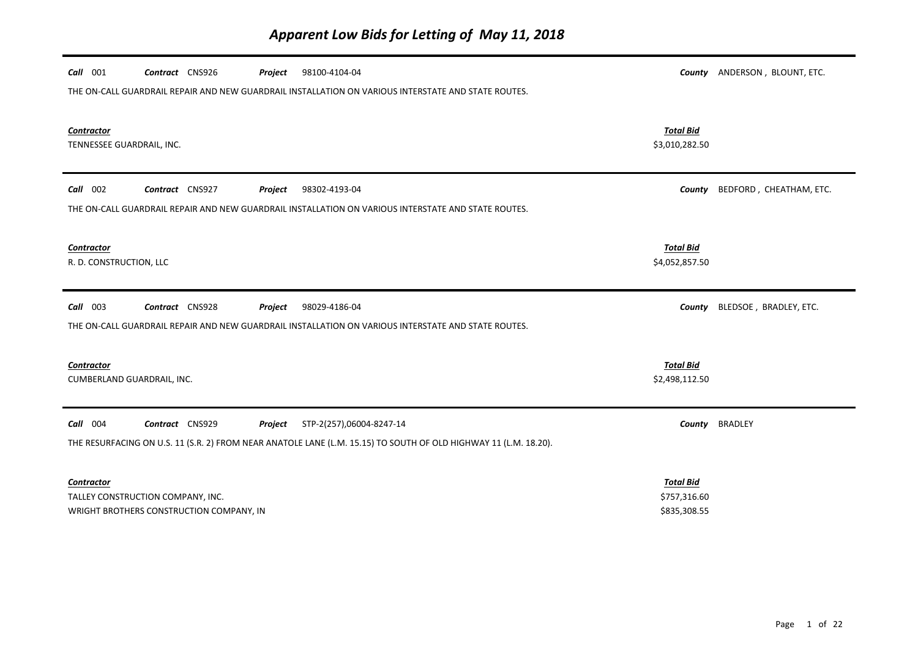# *Apparent Low Bids for Letting of May 11, 2018*

***Call*** 001 ***Contract*** CNS926 ***Project*** 98100-4104-04 ***County*** ANDERSON , BLOUNT, ETC.

THE ON-CALL GUARDRAIL REPAIR AND NEW GUARDRAIL INSTALLATION ON VARIOUS INTERSTATE AND STATE ROUTES.

| ***Contractor*** | ***Total Bid*** |
|---|---|
| TENNESSEE GUARDRAIL, INC. | $3,010,282.50 |

***Call*** 002 ***Contract*** CNS927 ***Project*** 98302-4193-04 ***County*** BEDFORD , CHEATHAM, ETC.

THE ON-CALL GUARDRAIL REPAIR AND NEW GUARDRAIL INSTALLATION ON VARIOUS INTERSTATE AND STATE ROUTES.

| ***Contractor*** | ***Total Bid*** |
|---|---|
| R. D. CONSTRUCTION, LLC | $4,052,857.50 |

***Call*** 003 ***Contract*** CNS928 ***Project*** 98029-4186-04 ***County*** BLEDSOE , BRADLEY, ETC.

THE ON-CALL GUARDRAIL REPAIR AND NEW GUARDRAIL INSTALLATION ON VARIOUS INTERSTATE AND STATE ROUTES.

| ***Contractor*** | ***Total Bid*** |
|---|---|
| CUMBERLAND GUARDRAIL, INC. | $2,498,112.50 |

***Call*** 004 ***Contract*** CNS929 ***Project*** STP-2(257),06004-8247-14 ***County*** BRADLEY

THE RESURFACING ON U.S. 11 (S.R. 2) FROM NEAR ANATOLE LANE (L.M. 15.15) TO SOUTH OF OLD HIGHWAY 11 (L.M. 18.20).

| ***Contractor*** | ***Total Bid*** |
|---|---|
| TALLEY CONSTRUCTION COMPANY, INC. | $757,316.60 |
| WRIGHT BROTHERS CONSTRUCTION COMPANY, IN | $835,308.55 |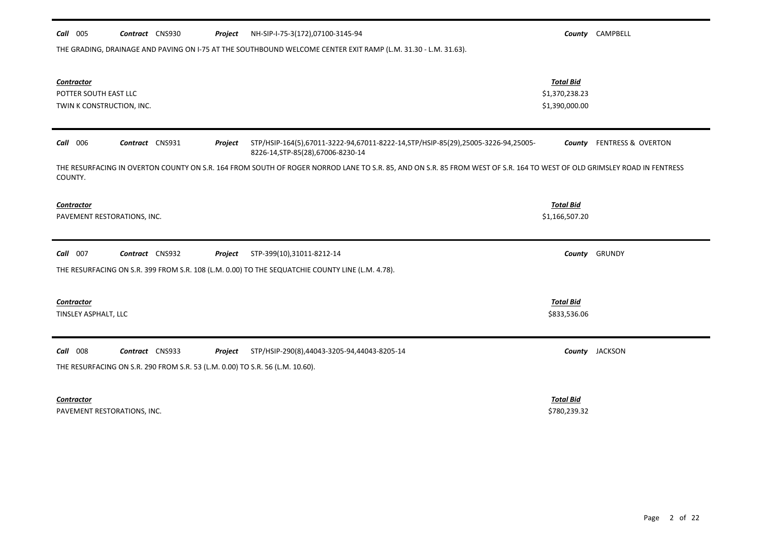**Call** 005 **Contract** CNS930 **Project** NH-SIP-I-75-3(172),07100-3145-94 **County** CAMPBELL

THE GRADING, DRAINAGE AND PAVING ON I-75 AT THE SOUTHBOUND WELCOME CENTER EXIT RAMP (L.M. 31.30 - L.M. 31.63).

| Contractor | Total Bid |
| --- | --- |
| POTTER SOUTH EAST LLC | $1,370,238.23 |
| TWIN K CONSTRUCTION, INC. | $1,390,000.00 |

---

**Call** 006 **Contract** CNS931 **Project** STP/HSIP-164(5),67011-3222-94,67011-8222-14,STP/HSIP-85(29),25005-3226-94,25005-8226-14,STP-85(28),67006-8230-14 **County** FENTRESS & OVERTON

THE RESURFACING IN OVERTON COUNTY ON S.R. 164 FROM SOUTH OF ROGER NORROD LANE TO S.R. 85, AND ON S.R. 85 FROM WEST OF S.R. 164 TO WEST OF OLD GRIMSLEY ROAD IN FENTRESS COUNTY.

| Contractor | Total Bid |
| --- | --- |
| PAVEMENT RESTORATIONS, INC. | $1,166,507.20 |

---

**Call** 007 **Contract** CNS932 **Project** STP-399(10),31011-8212-14 **County** GRUNDY

THE RESURFACING ON S.R. 399 FROM S.R. 108 (L.M. 0.00) TO THE SEQUATCHIE COUNTY LINE (L.M. 4.78).

| Contractor | Total Bid |
| --- | --- |
| TINSLEY ASPHALT, LLC | $833,536.06 |

---

**Call** 008 **Contract** CNS933 **Project** STP/HSIP-290(8),44043-3205-94,44043-8205-14 **County** JACKSON

THE RESURFACING ON S.R. 290 FROM S.R. 53 (L.M. 0.00) TO S.R. 56 (L.M. 10.60).

| Contractor | Total Bid |
| --- | --- |
| PAVEMENT RESTORATIONS, INC. | $780,239.32 |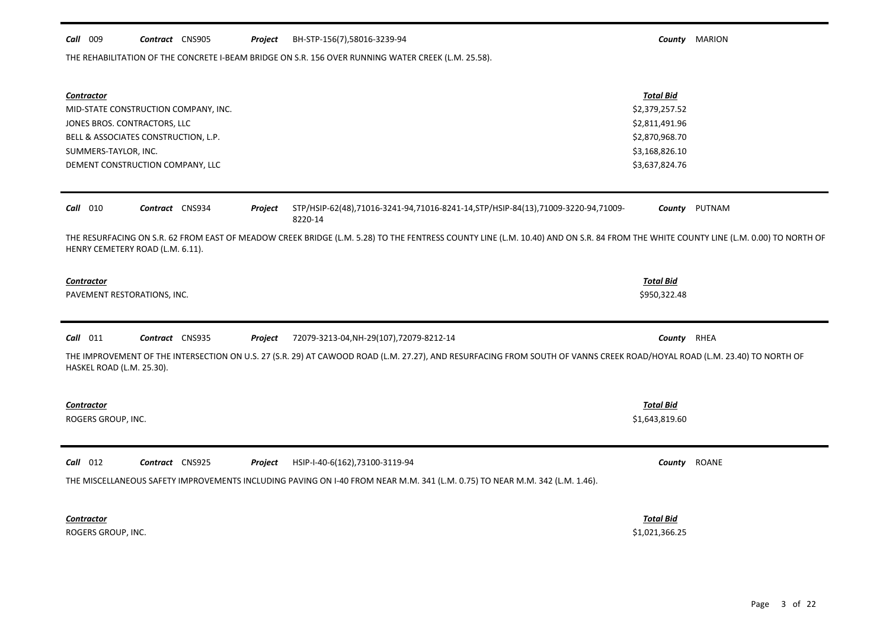**Call** 009 **Contract** CNS905 **Project** BH-STP-156(7),58016-3239-94 **County** MARION

THE REHABILITATION OF THE CONCRETE I-BEAM BRIDGE ON S.R. 156 OVER RUNNING WATER CREEK (L.M. 25.58).

| Contractor | Total Bid |
|---|---|
| MID-STATE CONSTRUCTION COMPANY, INC. | $2,379,257.52 |
| JONES BROS. CONTRACTORS, LLC | $2,811,491.96 |
| BELL & ASSOCIATES CONSTRUCTION, L.P. | $2,870,968.70 |
| SUMMERS-TAYLOR, INC. | $3,168,826.10 |
| DEMENT CONSTRUCTION COMPANY, LLC | $3,637,824.76 |

**Call** 010 **Contract** CNS934 **Project** STP/HSIP-62(48),71016-3241-94,71016-8241-14,STP/HSIP-84(13),71009-3220-94,71009-8220-14 **County** PUTNAM

THE RESURFACING ON S.R. 62 FROM EAST OF MEADOW CREEK BRIDGE (L.M. 5.28) TO THE FENTRESS COUNTY LINE (L.M. 10.40) AND ON S.R. 84 FROM THE WHITE COUNTY LINE (L.M. 0.00) TO NORTH OF HENRY CEMETERY ROAD (L.M. 6.11).

| Contractor | Total Bid |
|---|---|
| PAVEMENT RESTORATIONS, INC. | $950,322.48 |

**Call** 011 **Contract** CNS935 **Project** 72079-3213-04,NH-29(107),72079-8212-14 **County** RHEA

THE IMPROVEMENT OF THE INTERSECTION ON U.S. 27 (S.R. 29) AT CAWOOD ROAD (L.M. 27.27), AND RESURFACING FROM SOUTH OF VANNS CREEK ROAD/HOYAL ROAD (L.M. 23.40) TO NORTH OF HASKEL ROAD (L.M. 25.30).

| Contractor | Total Bid |
|---|---|
| ROGERS GROUP, INC. | $1,643,819.60 |

**Call** 012 **Contract** CNS925 **Project** HSIP-I-40-6(162),73100-3119-94 **County** ROANE

THE MISCELLANEOUS SAFETY IMPROVEMENTS INCLUDING PAVING ON I-40 FROM NEAR M.M. 341 (L.M. 0.75) TO NEAR M.M. 342 (L.M. 1.46).

| Contractor | Total Bid |
|---|---|
| ROGERS GROUP, INC. | $1,021,366.25 |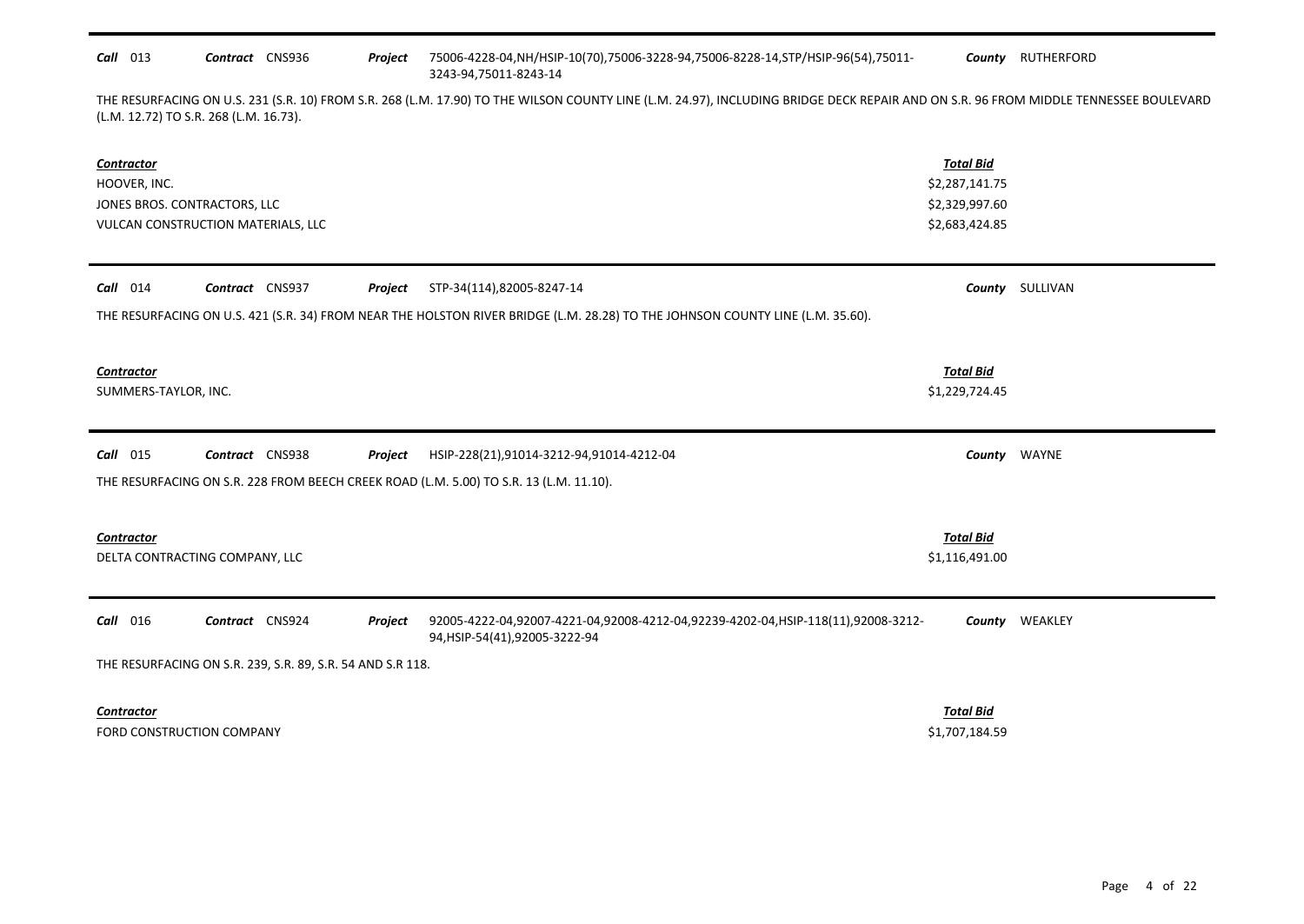**Call** 013 **Contract** CNS936 **Project** 75006-4228-04,NH/HSIP-10(70),75006-3228-94,75006-8228-14,STP/HSIP-96(54),75011-3243-94,75011-8243-14 **County** RUTHERFORD

THE RESURFACING ON U.S. 231 (S.R. 10) FROM S.R. 268 (L.M. 17.90) TO THE WILSON COUNTY LINE (L.M. 24.97), INCLUDING BRIDGE DECK REPAIR AND ON S.R. 96 FROM MIDDLE TENNESSEE BOULEVARD (L.M. 12.72) TO S.R. 268 (L.M. 16.73).

| Contractor | Total Bid |
|---|---|
| HOOVER, INC. | $2,287,141.75 |
| JONES BROS. CONTRACTORS, LLC | $2,329,997.60 |
| VULCAN CONSTRUCTION MATERIALS, LLC | $2,683,424.85 |

**Call** 014 **Contract** CNS937 **Project** STP-34(114),82005-8247-14 **County** SULLIVAN

THE RESURFACING ON U.S. 421 (S.R. 34) FROM NEAR THE HOLSTON RIVER BRIDGE (L.M. 28.28) TO THE JOHNSON COUNTY LINE (L.M. 35.60).

| Contractor | Total Bid |
|---|---|
| SUMMERS-TAYLOR, INC. | $1,229,724.45 |

**Call** 015 **Contract** CNS938 **Project** HSIP-228(21),91014-3212-94,91014-4212-04 **County** WAYNE

THE RESURFACING ON S.R. 228 FROM BEECH CREEK ROAD (L.M. 5.00) TO S.R. 13 (L.M. 11.10).

| Contractor | Total Bid |
|---|---|
| DELTA CONTRACTING COMPANY, LLC | $1,116,491.00 |

**Call** 016 **Contract** CNS924 **Project** 92005-4222-04,92007-4221-04,92008-4212-04,92239-4202-04,HSIP-118(11),92008-3212-94,HSIP-54(41),92005-3222-94 **County** WEAKLEY

THE RESURFACING ON S.R. 239, S.R. 89, S.R. 54 AND S.R 118.

| Contractor | Total Bid |
|---|---|
| FORD CONSTRUCTION COMPANY | $1,707,184.59 |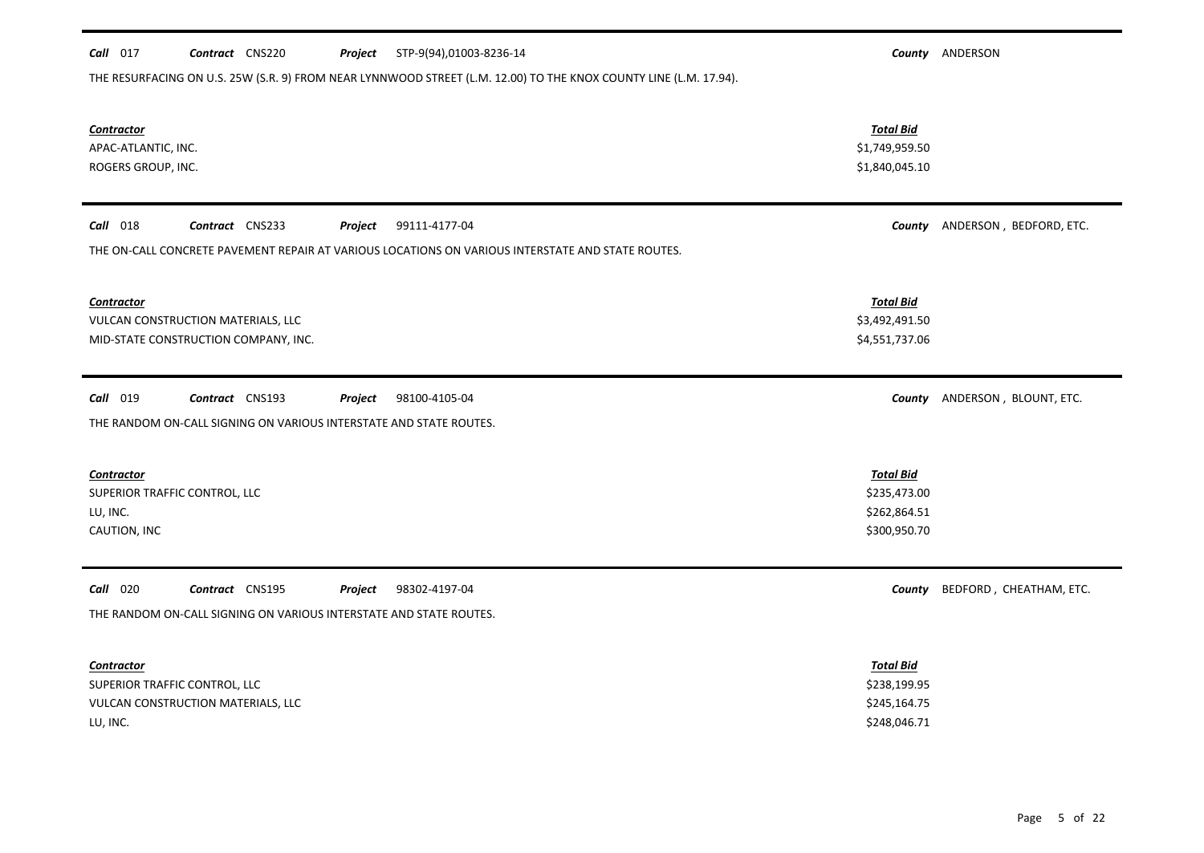**Call** 017 **Contract** CNS220 **Project** STP-9(94),01003-8236-14 **County** ANDERSON

THE RESURFACING ON U.S. 25W (S.R. 9) FROM NEAR LYNNWOOD STREET (L.M. 12.00) TO THE KNOX COUNTY LINE (L.M. 17.94).

| Contractor | Total Bid |
|---|---|
| APAC-ATLANTIC, INC. | \$1,749,959.50 |
| ROGERS GROUP, INC. | \$1,840,045.10 |

---

**Call** 018 **Contract** CNS233 **Project** 99111-4177-04 **County** ANDERSON , BEDFORD, ETC.

THE ON-CALL CONCRETE PAVEMENT REPAIR AT VARIOUS LOCATIONS ON VARIOUS INTERSTATE AND STATE ROUTES.

| Contractor | Total Bid |
|---|---|
| VULCAN CONSTRUCTION MATERIALS, LLC | \$3,492,491.50 |
| MID-STATE CONSTRUCTION COMPANY, INC. | \$4,551,737.06 |

---

**Call** 019 **Contract** CNS193 **Project** 98100-4105-04 **County** ANDERSON , BLOUNT, ETC.

THE RANDOM ON-CALL SIGNING ON VARIOUS INTERSTATE AND STATE ROUTES.

| Contractor | Total Bid |
|---|---|
| SUPERIOR TRAFFIC CONTROL, LLC | \$235,473.00 |
| LU, INC. | \$262,864.51 |
| CAUTION, INC | \$300,950.70 |

---

**Call** 020 **Contract** CNS195 **Project** 98302-4197-04 **County** BEDFORD , CHEATHAM, ETC.

THE RANDOM ON-CALL SIGNING ON VARIOUS INTERSTATE AND STATE ROUTES.

| Contractor | Total Bid |
|---|---|
| SUPERIOR TRAFFIC CONTROL, LLC | \$238,199.95 |
| VULCAN CONSTRUCTION MATERIALS, LLC | \$245,164.75 |
| LU, INC. | \$248,046.71 |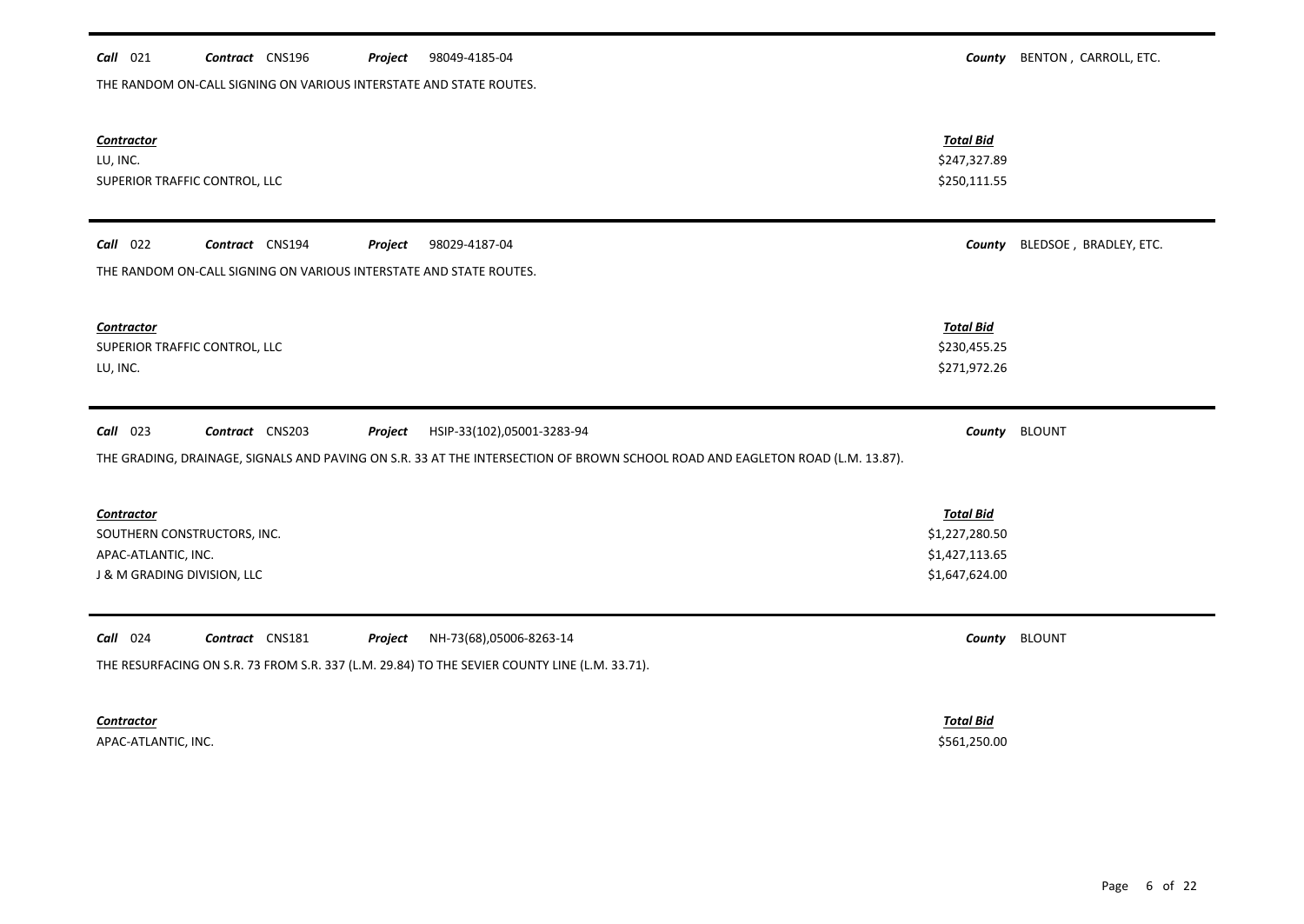**Call** 021 **Contract** CNS196 **Project** 98049-4185-04 **County** BENTON , CARROLL, ETC.

THE RANDOM ON-CALL SIGNING ON VARIOUS INTERSTATE AND STATE ROUTES.

| Contractor | Total Bid |
|---|---|
| LU, INC. | $247,327.89 |
| SUPERIOR TRAFFIC CONTROL, LLC | $250,111.55 |

---

**Call** 022 **Contract** CNS194 **Project** 98029-4187-04 **County** BLEDSOE , BRADLEY, ETC.

THE RANDOM ON-CALL SIGNING ON VARIOUS INTERSTATE AND STATE ROUTES.

| Contractor | Total Bid |
|---|---|
| SUPERIOR TRAFFIC CONTROL, LLC | $230,455.25 |
| LU, INC. | $271,972.26 |

---

**Call** 023 **Contract** CNS203 **Project** HSIP-33(102),05001-3283-94 **County** BLOUNT

THE GRADING, DRAINAGE, SIGNALS AND PAVING ON S.R. 33 AT THE INTERSECTION OF BROWN SCHOOL ROAD AND EAGLETON ROAD (L.M. 13.87).

| Contractor | Total Bid |
|---|---|
| SOUTHERN CONSTRUCTORS, INC. | $1,227,280.50 |
| APAC-ATLANTIC, INC. | $1,427,113.65 |
| J & M GRADING DIVISION, LLC | $1,647,624.00 |

---

**Call** 024 **Contract** CNS181 **Project** NH-73(68),05006-8263-14 **County** BLOUNT

THE RESURFACING ON S.R. 73 FROM S.R. 337 (L.M. 29.84) TO THE SEVIER COUNTY LINE (L.M. 33.71).

| Contractor | Total Bid |
|---|---|
| APAC-ATLANTIC, INC. | $561,250.00 |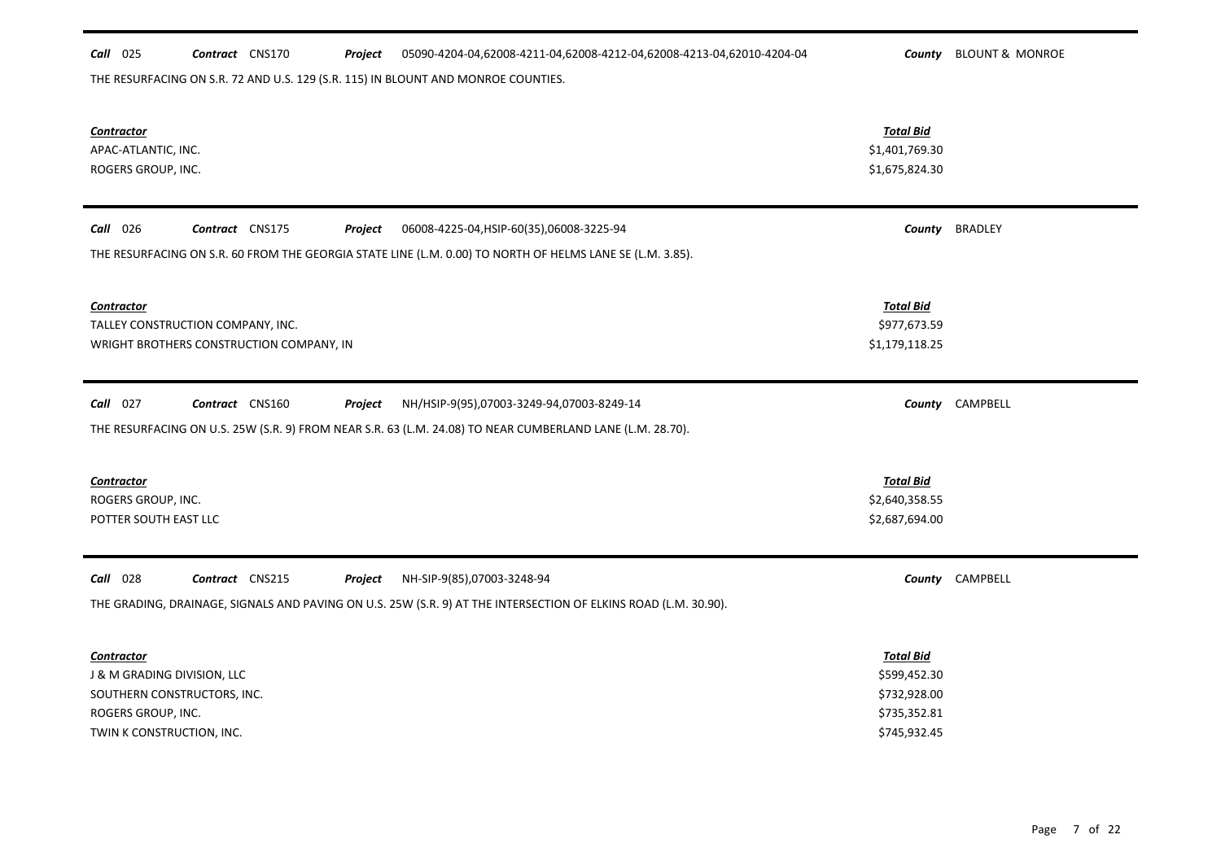**Call** 025 **Contract** CNS170 **Project** 05090-4204-04,62008-4211-04,62008-4212-04,62008-4213-04,62010-4204-04 **County** BLOUNT & MONROE

THE RESURFACING ON S.R. 72 AND U.S. 129 (S.R. 115) IN BLOUNT AND MONROE COUNTIES.

| ***Contractor*** | ***Total Bid*** |
|---|---|
| APAC-ATLANTIC, INC. | $1,401,769.30 |
| ROGERS GROUP, INC. | $1,675,824.30 |

---

**Call** 026 **Contract** CNS175 **Project** 06008-4225-04,HSIP-60(35),06008-3225-94 **County** BRADLEY

THE RESURFACING ON S.R. 60 FROM THE GEORGIA STATE LINE (L.M. 0.00) TO NORTH OF HELMS LANE SE (L.M. 3.85).

| ***Contractor*** | ***Total Bid*** |
|---|---|
| TALLEY CONSTRUCTION COMPANY, INC. | $977,673.59 |
| WRIGHT BROTHERS CONSTRUCTION COMPANY, IN | $1,179,118.25 |

---

**Call** 027 **Contract** CNS160 **Project** NH/HSIP-9(95),07003-3249-94,07003-8249-14 **County** CAMPBELL

THE RESURFACING ON U.S. 25W (S.R. 9) FROM NEAR S.R. 63 (L.M. 24.08) TO NEAR CUMBERLAND LANE (L.M. 28.70).

| ***Contractor*** | ***Total Bid*** |
|---|---|
| ROGERS GROUP, INC. | $2,640,358.55 |
| POTTER SOUTH EAST LLC | $2,687,694.00 |

---

**Call** 028 **Contract** CNS215 **Project** NH-SIP-9(85),07003-3248-94 **County** CAMPBELL

THE GRADING, DRAINAGE, SIGNALS AND PAVING ON U.S. 25W (S.R. 9) AT THE INTERSECTION OF ELKINS ROAD (L.M. 30.90).

| ***Contractor*** | ***Total Bid*** |
|---|---|
| J & M GRADING DIVISION, LLC | $599,452.30 |
| SOUTHERN CONSTRUCTORS, INC. | $732,928.00 |
| ROGERS GROUP, INC. | $735,352.81 |
| TWIN K CONSTRUCTION, INC. | $745,932.45 |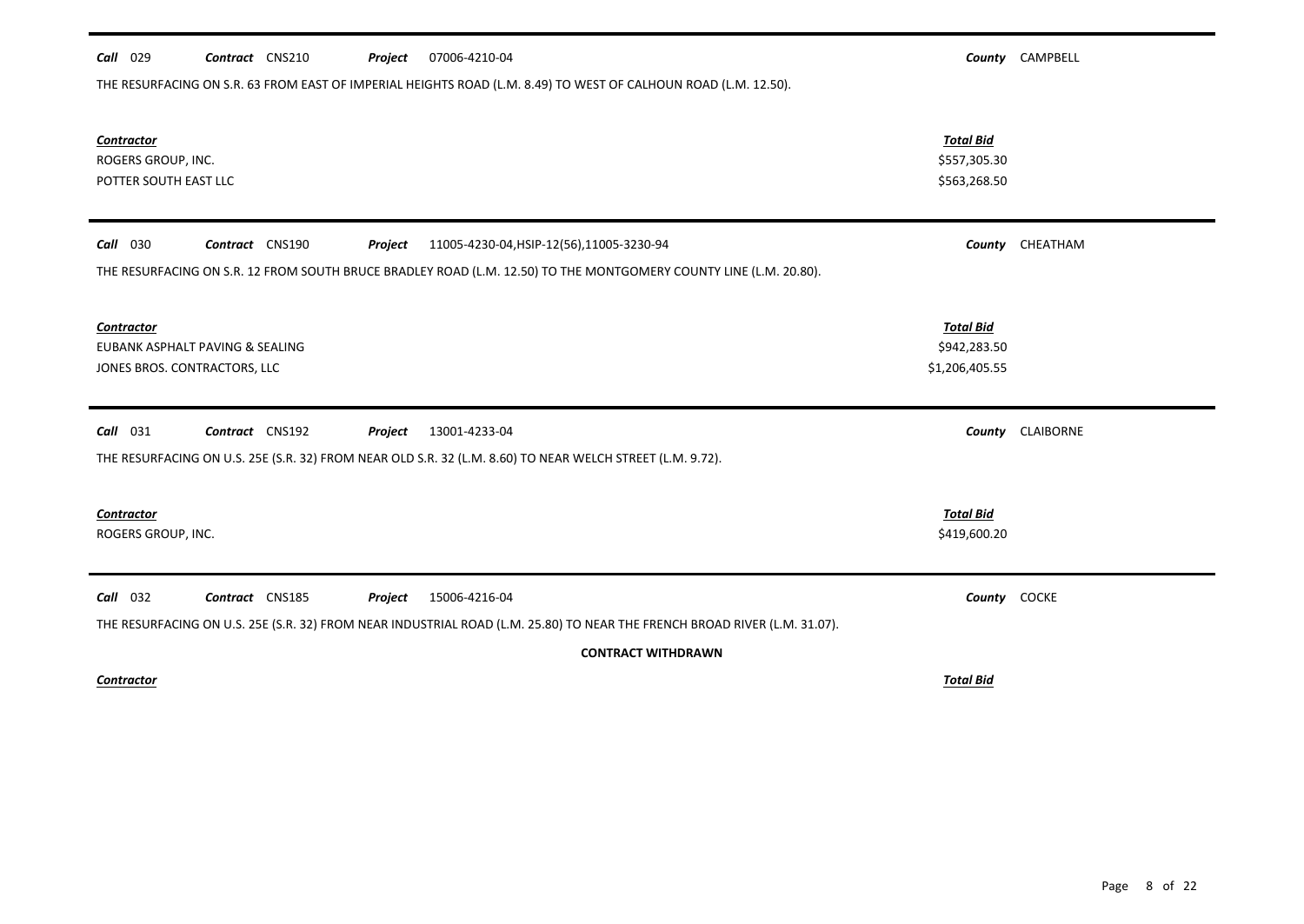**Call** 029 **Contract** CNS210 **Project** 07006-4210-04 **County** CAMPBELL

THE RESURFACING ON S.R. 63 FROM EAST OF IMPERIAL HEIGHTS ROAD (L.M. 8.49) TO WEST OF CALHOUN ROAD (L.M. 12.50).

| Contractor | Total Bid |
|---|---|
| ROGERS GROUP, INC. | $557,305.30 |
| POTTER SOUTH EAST LLC | $563,268.50 |

---

**Call** 030 **Contract** CNS190 **Project** 11005-4230-04,HSIP-12(56),11005-3230-94 **County** CHEATHAM

THE RESURFACING ON S.R. 12 FROM SOUTH BRUCE BRADLEY ROAD (L.M. 12.50) TO THE MONTGOMERY COUNTY LINE (L.M. 20.80).

| Contractor | Total Bid |
|---|---|
| EUBANK ASPHALT PAVING & SEALING | $942,283.50 |
| JONES BROS. CONTRACTORS, LLC | $1,206,405.55 |

---

**Call** 031 **Contract** CNS192 **Project** 13001-4233-04 **County** CLAIBORNE

THE RESURFACING ON U.S. 25E (S.R. 32) FROM NEAR OLD S.R. 32 (L.M. 8.60) TO NEAR WELCH STREET (L.M. 9.72).

| Contractor | Total Bid |
|---|---|
| ROGERS GROUP, INC. | $419,600.20 |

---

**Call** 032 **Contract** CNS185 **Project** 15006-4216-04 **County** COCKE

THE RESURFACING ON U.S. 25E (S.R. 32) FROM NEAR INDUSTRIAL ROAD (L.M. 25.80) TO NEAR THE FRENCH BROAD RIVER (L.M. 31.07).

**CONTRACT WITHDRAWN**

| Contractor | Total Bid |
|---|---|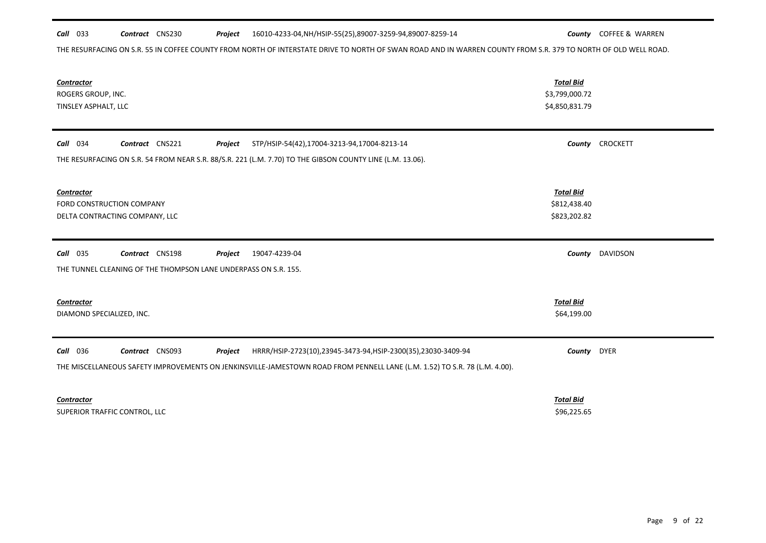**Call** 033 **Contract** CNS230 **Project** 16010-4233-04,NH/HSIP-55(25),89007-3259-94,89007-8259-14 **County** COFFEE & WARREN

THE RESURFACING ON S.R. 55 IN COFFEE COUNTY FROM NORTH OF INTERSTATE DRIVE TO NORTH OF SWAN ROAD AND IN WARREN COUNTY FROM S.R. 379 TO NORTH OF OLD WELL ROAD.

| Contractor | Total Bid |
|---|---|
| ROGERS GROUP, INC. | \$3,799,000.72 |
| TINSLEY ASPHALT, LLC | \$4,850,831.79 |

**Call** 034 **Contract** CNS221 **Project** STP/HSIP-54(42),17004-3213-94,17004-8213-14 **County** CROCKETT

THE RESURFACING ON S.R. 54 FROM NEAR S.R. 88/S.R. 221 (L.M. 7.70) TO THE GIBSON COUNTY LINE (L.M. 13.06).

| Contractor | Total Bid |
|---|---|
| FORD CONSTRUCTION COMPANY | \$812,438.40 |
| DELTA CONTRACTING COMPANY, LLC | \$823,202.82 |

**Call** 035 **Contract** CNS198 **Project** 19047-4239-04 **County** DAVIDSON

THE TUNNEL CLEANING OF THE THOMPSON LANE UNDERPASS ON S.R. 155.

| Contractor | Total Bid |
|---|---|
| DIAMOND SPECIALIZED, INC. | \$64,199.00 |

**Call** 036 **Contract** CNS093 **Project** HRRR/HSIP-2723(10),23945-3473-94,HSIP-2300(35),23030-3409-94 **County** DYER

THE MISCELLANEOUS SAFETY IMPROVEMENTS ON JENKINSVILLE-JAMESTOWN ROAD FROM PENNELL LANE (L.M. 1.52) TO S.R. 78 (L.M. 4.00).

| Contractor | Total Bid |
|---|---|
| SUPERIOR TRAFFIC CONTROL, LLC | \$96,225.65 |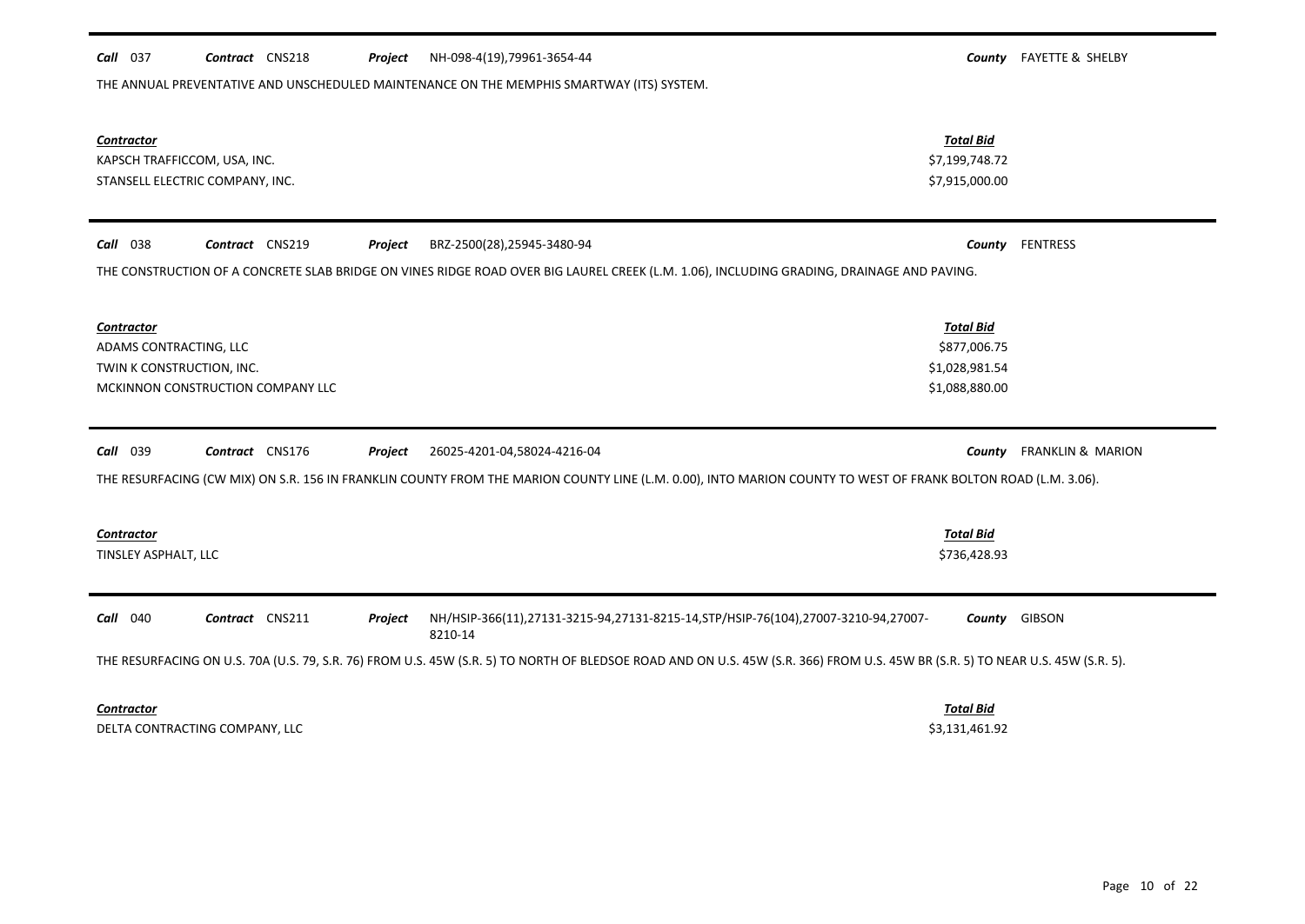**Call** 037 **Contract** CNS218 **Project** NH-098-4(19),79961-3654-44 **County** FAYETTE & SHELBY

THE ANNUAL PREVENTATIVE AND UNSCHEDULED MAINTENANCE ON THE MEMPHIS SMARTWAY (ITS) SYSTEM.

| Contractor | Total Bid |
|---|---|
| KAPSCH TRAFFICCOM, USA, INC. | \$7,199,748.72 |
| STANSELL ELECTRIC COMPANY, INC. | \$7,915,000.00 |

---

**Call** 038 **Contract** CNS219 **Project** BRZ-2500(28),25945-3480-94 **County** FENTRESS

THE CONSTRUCTION OF A CONCRETE SLAB BRIDGE ON VINES RIDGE ROAD OVER BIG LAUREL CREEK (L.M. 1.06), INCLUDING GRADING, DRAINAGE AND PAVING.

| Contractor | Total Bid |
|---|---|
| ADAMS CONTRACTING, LLC | \$877,006.75 |
| TWIN K CONSTRUCTION, INC. | \$1,028,981.54 |
| MCKINNON CONSTRUCTION COMPANY LLC | \$1,088,880.00 |

---

**Call** 039 **Contract** CNS176 **Project** 26025-4201-04,58024-4216-04 **County** FRANKLIN & MARION

THE RESURFACING (CW MIX) ON S.R. 156 IN FRANKLIN COUNTY FROM THE MARION COUNTY LINE (L.M. 0.00), INTO MARION COUNTY TO WEST OF FRANK BOLTON ROAD (L.M. 3.06).

| Contractor | Total Bid |
|---|---|
| TINSLEY ASPHALT, LLC | \$736,428.93 |

---

**Call** 040 **Contract** CNS211 **Project** NH/HSIP-366(11),27131-3215-94,27131-8215-14,STP/HSIP-76(104),27007-3210-94,27007-8210-14 **County** GIBSON

THE RESURFACING ON U.S. 70A (U.S. 79, S.R. 76) FROM U.S. 45W (S.R. 5) TO NORTH OF BLEDSOE ROAD AND ON U.S. 45W (S.R. 366) FROM U.S. 45W BR (S.R. 5) TO NEAR U.S. 45W (S.R. 5).

| Contractor | Total Bid |
|---|---|
| DELTA CONTRACTING COMPANY, LLC | \$3,131,461.92 |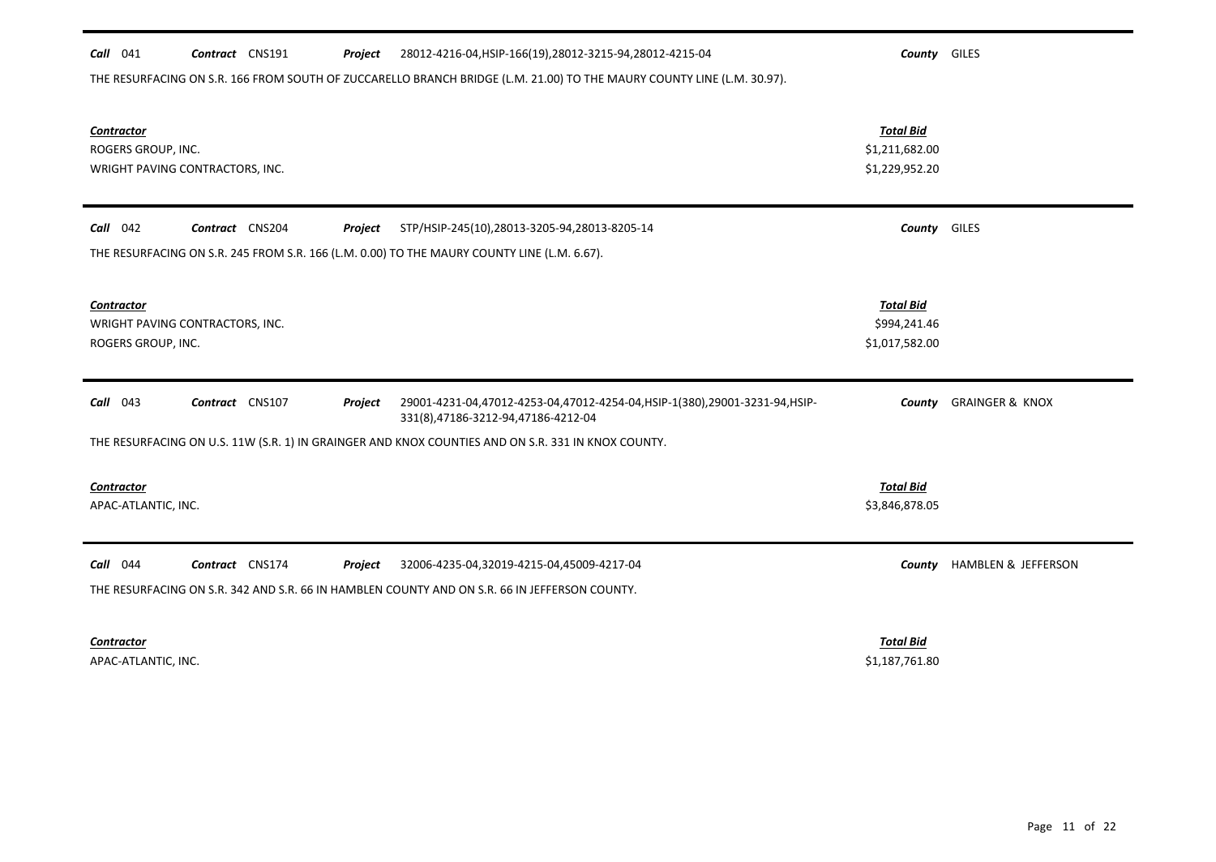**Call** 041 **Contract** CNS191 **Project** 28012-4216-04,HSIP-166(19),28012-3215-94,28012-4215-04 **County** GILES

THE RESURFACING ON S.R. 166 FROM SOUTH OF ZUCCARELLO BRANCH BRIDGE (L.M. 21.00) TO THE MAURY COUNTY LINE (L.M. 30.97).

| Contractor | Total Bid |
|---|---|
| ROGERS GROUP, INC. | $1,211,682.00 |
| WRIGHT PAVING CONTRACTORS, INC. | $1,229,952.20 |

---

**Call** 042 **Contract** CNS204 **Project** STP/HSIP-245(10),28013-3205-94,28013-8205-14 **County** GILES

THE RESURFACING ON S.R. 245 FROM S.R. 166 (L.M. 0.00) TO THE MAURY COUNTY LINE (L.M. 6.67).

| Contractor | Total Bid |
|---|---|
| WRIGHT PAVING CONTRACTORS, INC. | $994,241.46 |
| ROGERS GROUP, INC. | $1,017,582.00 |

---

**Call** 043 **Contract** CNS107 **Project** 29001-4231-04,47012-4253-04,47012-4254-04,HSIP-1(380),29001-3231-94,HSIP-331(8),47186-3212-94,47186-4212-04 **County** GRAINGER & KNOX

THE RESURFACING ON U.S. 11W (S.R. 1) IN GRAINGER AND KNOX COUNTIES AND ON S.R. 331 IN KNOX COUNTY.

| Contractor | Total Bid |
|---|---|
| APAC-ATLANTIC, INC. | $3,846,878.05 |

---

**Call** 044 **Contract** CNS174 **Project** 32006-4235-04,32019-4215-04,45009-4217-04 **County** HAMBLEN & JEFFERSON

THE RESURFACING ON S.R. 342 AND S.R. 66 IN HAMBLEN COUNTY AND ON S.R. 66 IN JEFFERSON COUNTY.

| Contractor | Total Bid |
|---|---|
| APAC-ATLANTIC, INC. | $1,187,761.80 |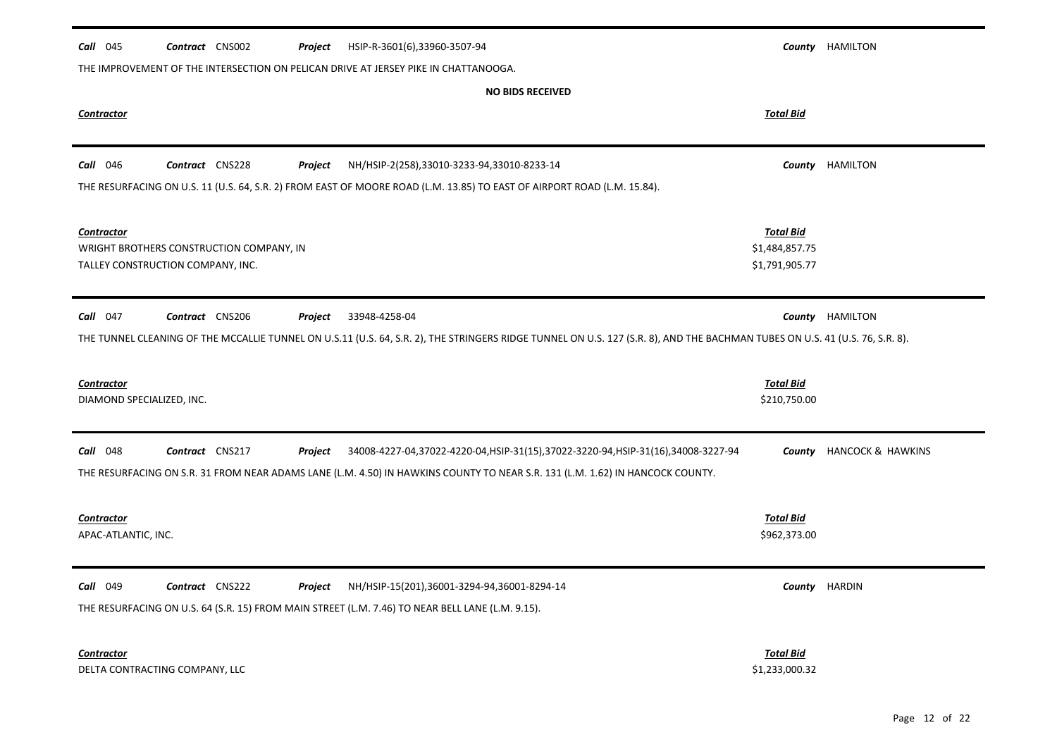**Call** 045 **Contract** CNS002 **Project** HSIP-R-3601(6),33960-3507-94 **County** HAMILTON

THE IMPROVEMENT OF THE INTERSECTION ON PELICAN DRIVE AT JERSEY PIKE IN CHATTANOOGA.

**NO BIDS RECEIVED**

| ***Contractor*** | ***Total Bid*** |
|---|---|

---

**Call** 046 **Contract** CNS228 **Project** NH/HSIP-2(258),33010-3233-94,33010-8233-14 **County** HAMILTON

THE RESURFACING ON U.S. 11 (U.S. 64, S.R. 2) FROM EAST OF MOORE ROAD (L.M. 13.85) TO EAST OF AIRPORT ROAD (L.M. 15.84).

| ***Contractor*** | ***Total Bid*** |
|---|---|
| WRIGHT BROTHERS CONSTRUCTION COMPANY, IN | $1,484,857.75 |
| TALLEY CONSTRUCTION COMPANY, INC. | $1,791,905.77 |

---

**Call** 047 **Contract** CNS206 **Project** 33948-4258-04 **County** HAMILTON

THE TUNNEL CLEANING OF THE MCCALLIE TUNNEL ON U.S.11 (U.S. 64, S.R. 2), THE STRINGERS RIDGE TUNNEL ON U.S. 127 (S.R. 8), AND THE BACHMAN TUBES ON U.S. 41 (U.S. 76, S.R. 8).

| ***Contractor*** | ***Total Bid*** |
|---|---|
| DIAMOND SPECIALIZED, INC. | $210,750.00 |

---

**Call** 048 **Contract** CNS217 **Project** 34008-4227-04,37022-4220-04,HSIP-31(15),37022-3220-94,HSIP-31(16),34008-3227-94 **County** HANCOCK & HAWKINS

THE RESURFACING ON S.R. 31 FROM NEAR ADAMS LANE (L.M. 4.50) IN HAWKINS COUNTY TO NEAR S.R. 131 (L.M. 1.62) IN HANCOCK COUNTY.

| ***Contractor*** | ***Total Bid*** |
|---|---|
| APAC-ATLANTIC, INC. | $962,373.00 |

---

**Call** 049 **Contract** CNS222 **Project** NH/HSIP-15(201),36001-3294-94,36001-8294-14 **County** HARDIN

THE RESURFACING ON U.S. 64 (S.R. 15) FROM MAIN STREET (L.M. 7.46) TO NEAR BELL LANE (L.M. 9.15).

| ***Contractor*** | ***Total Bid*** |
|---|---|
| DELTA CONTRACTING COMPANY, LLC | $1,233,000.32 |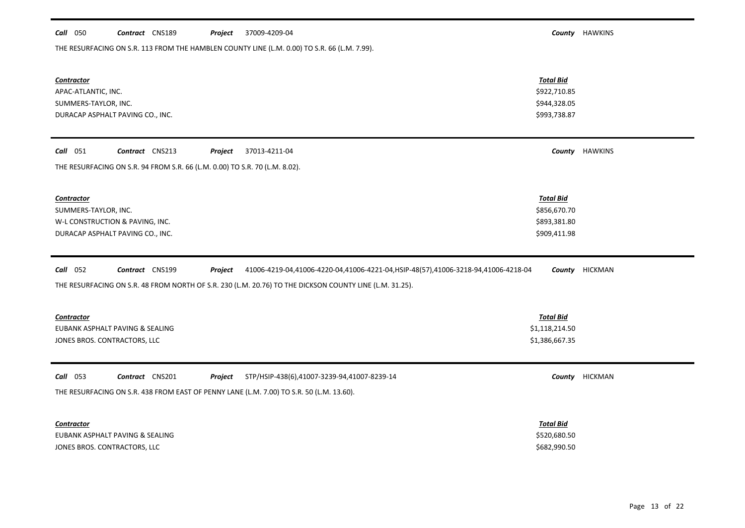**Call** 050 **Contract** CNS189 **Project** 37009-4209-04 **County** HAWKINS

THE RESURFACING ON S.R. 113 FROM THE HAMBLEN COUNTY LINE (L.M. 0.00) TO S.R. 66 (L.M. 7.99).

| Contractor | Total Bid |
|---|---|
| APAC-ATLANTIC, INC. | $922,710.85 |
| SUMMERS-TAYLOR, INC. | $944,328.05 |
| DURACAP ASPHALT PAVING CO., INC. | $993,738.87 |

**Call** 051 **Contract** CNS213 **Project** 37013-4211-04 **County** HAWKINS

THE RESURFACING ON S.R. 94 FROM S.R. 66 (L.M. 0.00) TO S.R. 70 (L.M. 8.02).

| Contractor | Total Bid |
|---|---|
| SUMMERS-TAYLOR, INC. | $856,670.70 |
| W-L CONSTRUCTION & PAVING, INC. | $893,381.80 |
| DURACAP ASPHALT PAVING CO., INC. | $909,411.98 |

**Call** 052 **Contract** CNS199 **Project** 41006-4219-04,41006-4220-04,41006-4221-04,HSIP-48(57),41006-3218-94,41006-4218-04 **County** HICKMAN

THE RESURFACING ON S.R. 48 FROM NORTH OF S.R. 230 (L.M. 20.76) TO THE DICKSON COUNTY LINE (L.M. 31.25).

| Contractor | Total Bid |
|---|---|
| EUBANK ASPHALT PAVING & SEALING | $1,118,214.50 |
| JONES BROS. CONTRACTORS, LLC | $1,386,667.35 |

**Call** 053 **Contract** CNS201 **Project** STP/HSIP-438(6),41007-3239-94,41007-8239-14 **County** HICKMAN

THE RESURFACING ON S.R. 438 FROM EAST OF PENNY LANE (L.M. 7.00) TO S.R. 50 (L.M. 13.60).

| Contractor | Total Bid |
|---|---|
| EUBANK ASPHALT PAVING & SEALING | $520,680.50 |
| JONES BROS. CONTRACTORS, LLC | $682,990.50 |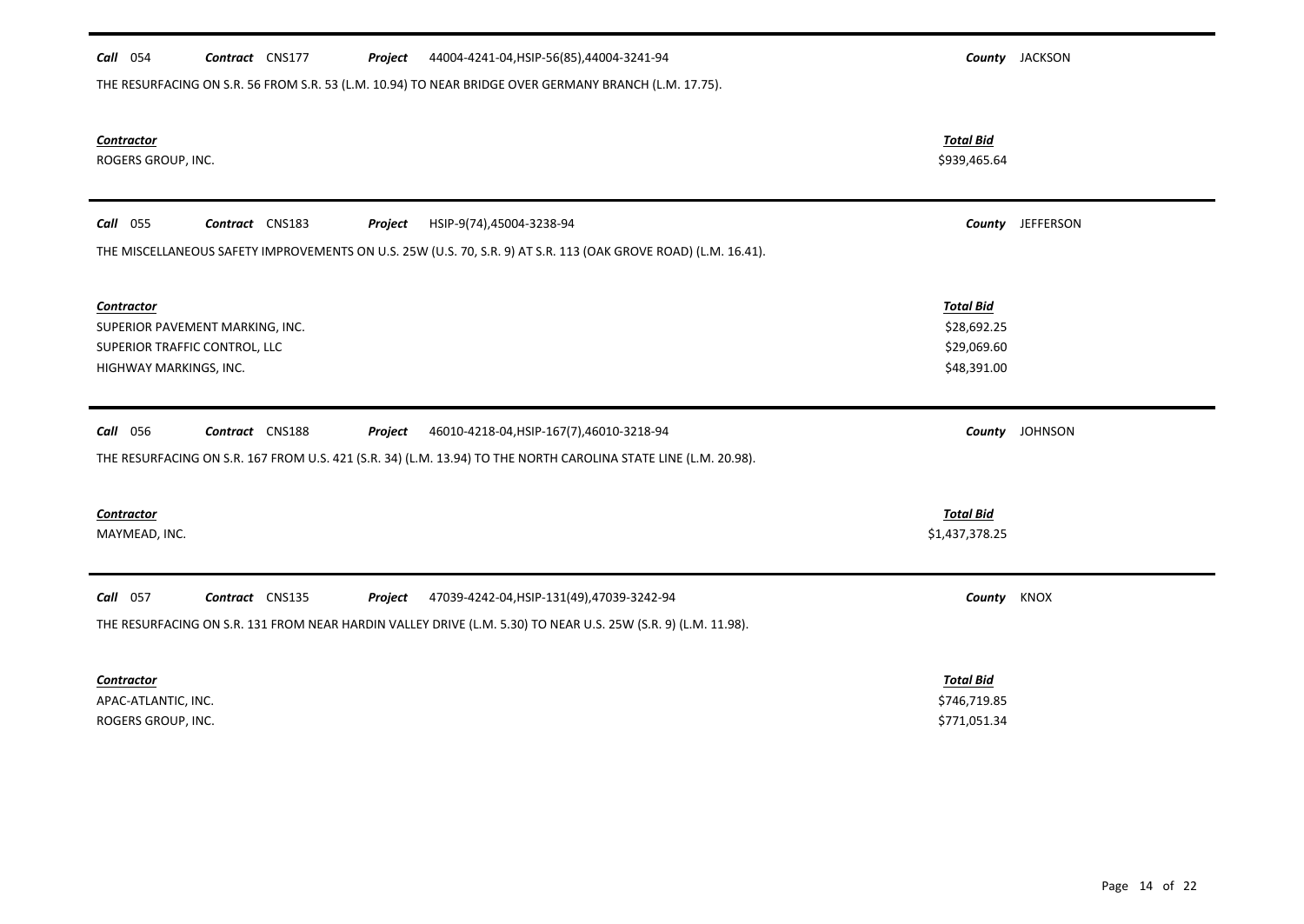**Call** 054 **Contract** CNS177 **Project** 44004-4241-04,HSIP-56(85),44004-3241-94 **County** JACKSON

THE RESURFACING ON S.R. 56 FROM S.R. 53 (L.M. 10.94) TO NEAR BRIDGE OVER GERMANY BRANCH (L.M. 17.75).

| Contractor | Total Bid |
|---|---|
| ROGERS GROUP, INC. | $939,465.64 |

---

**Call** 055 **Contract** CNS183 **Project** HSIP-9(74),45004-3238-94 **County** JEFFERSON

THE MISCELLANEOUS SAFETY IMPROVEMENTS ON U.S. 25W (U.S. 70, S.R. 9) AT S.R. 113 (OAK GROVE ROAD) (L.M. 16.41).

| Contractor | Total Bid |
|---|---|
| SUPERIOR PAVEMENT MARKING, INC. | $28,692.25 |
| SUPERIOR TRAFFIC CONTROL, LLC | $29,069.60 |
| HIGHWAY MARKINGS, INC. | $48,391.00 |

---

**Call** 056 **Contract** CNS188 **Project** 46010-4218-04,HSIP-167(7),46010-3218-94 **County** JOHNSON

THE RESURFACING ON S.R. 167 FROM U.S. 421 (S.R. 34) (L.M. 13.94) TO THE NORTH CAROLINA STATE LINE (L.M. 20.98).

| Contractor | Total Bid |
|---|---|
| MAYMEAD, INC. | $1,437,378.25 |

---

**Call** 057 **Contract** CNS135 **Project** 47039-4242-04,HSIP-131(49),47039-3242-94 **County** KNOX

THE RESURFACING ON S.R. 131 FROM NEAR HARDIN VALLEY DRIVE (L.M. 5.30) TO NEAR U.S. 25W (S.R. 9) (L.M. 11.98).

| Contractor | Total Bid |
|---|---|
| APAC-ATLANTIC, INC. | $746,719.85 |
| ROGERS GROUP, INC. | $771,051.34 |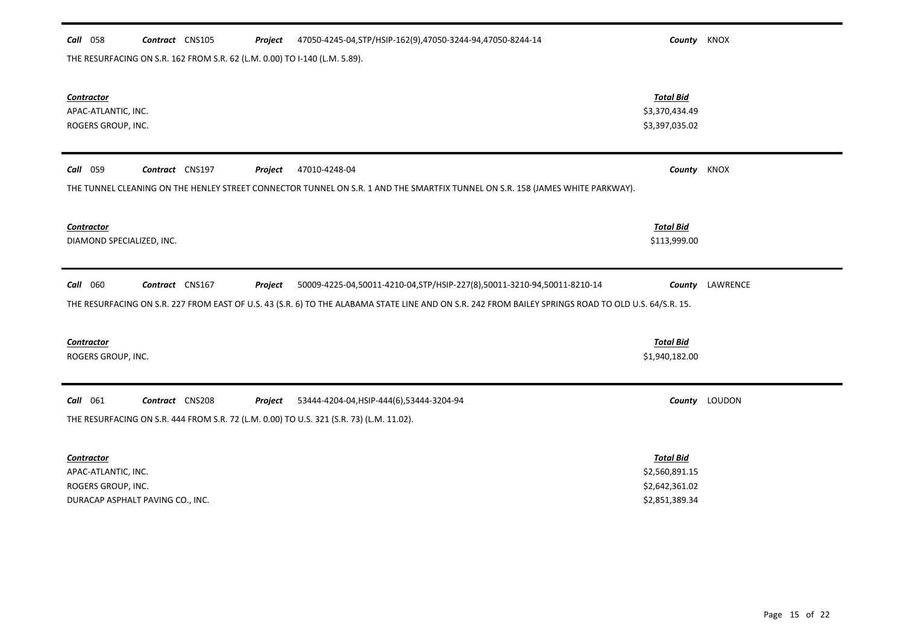**Call** 058 **Contract** CNS105 **Project** 47050-4245-04,STP/HSIP-162(9),47050-3244-94,47050-8244-14 **County** KNOX

THE RESURFACING ON S.R. 162 FROM S.R. 62 (L.M. 0.00) TO I-140 (L.M. 5.89).

| Contractor | Total Bid |
|---|---|
| APAC-ATLANTIC, INC. | $3,370,434.49 |
| ROGERS GROUP, INC. | $3,397,035.02 |

---

**Call** 059 **Contract** CNS197 **Project** 47010-4248-04 **County** KNOX

THE TUNNEL CLEANING ON THE HENLEY STREET CONNECTOR TUNNEL ON S.R. 1 AND THE SMARTFIX TUNNEL ON S.R. 158 (JAMES WHITE PARKWAY).

| Contractor | Total Bid |
|---|---|
| DIAMOND SPECIALIZED, INC. | $113,999.00 |

---

**Call** 060 **Contract** CNS167 **Project** 50009-4225-04,50011-4210-04,STP/HSIP-227(8),50011-3210-94,50011-8210-14 **County** LAWRENCE

THE RESURFACING ON S.R. 227 FROM EAST OF U.S. 43 (S.R. 6) TO THE ALABAMA STATE LINE AND ON S.R. 242 FROM BAILEY SPRINGS ROAD TO OLD U.S. 64/S.R. 15.

| Contractor | Total Bid |
|---|---|
| ROGERS GROUP, INC. | $1,940,182.00 |

---

**Call** 061 **Contract** CNS208 **Project** 53444-4204-04,HSIP-444(6),53444-3204-94 **County** LOUDON

THE RESURFACING ON S.R. 444 FROM S.R. 72 (L.M. 0.00) TO U.S. 321 (S.R. 73) (L.M. 11.02).

| Contractor | Total Bid |
|---|---|
| APAC-ATLANTIC, INC. | $2,560,891.15 |
| ROGERS GROUP, INC. | $2,642,361.02 |
| DURACAP ASPHALT PAVING CO., INC. | $2,851,389.34 |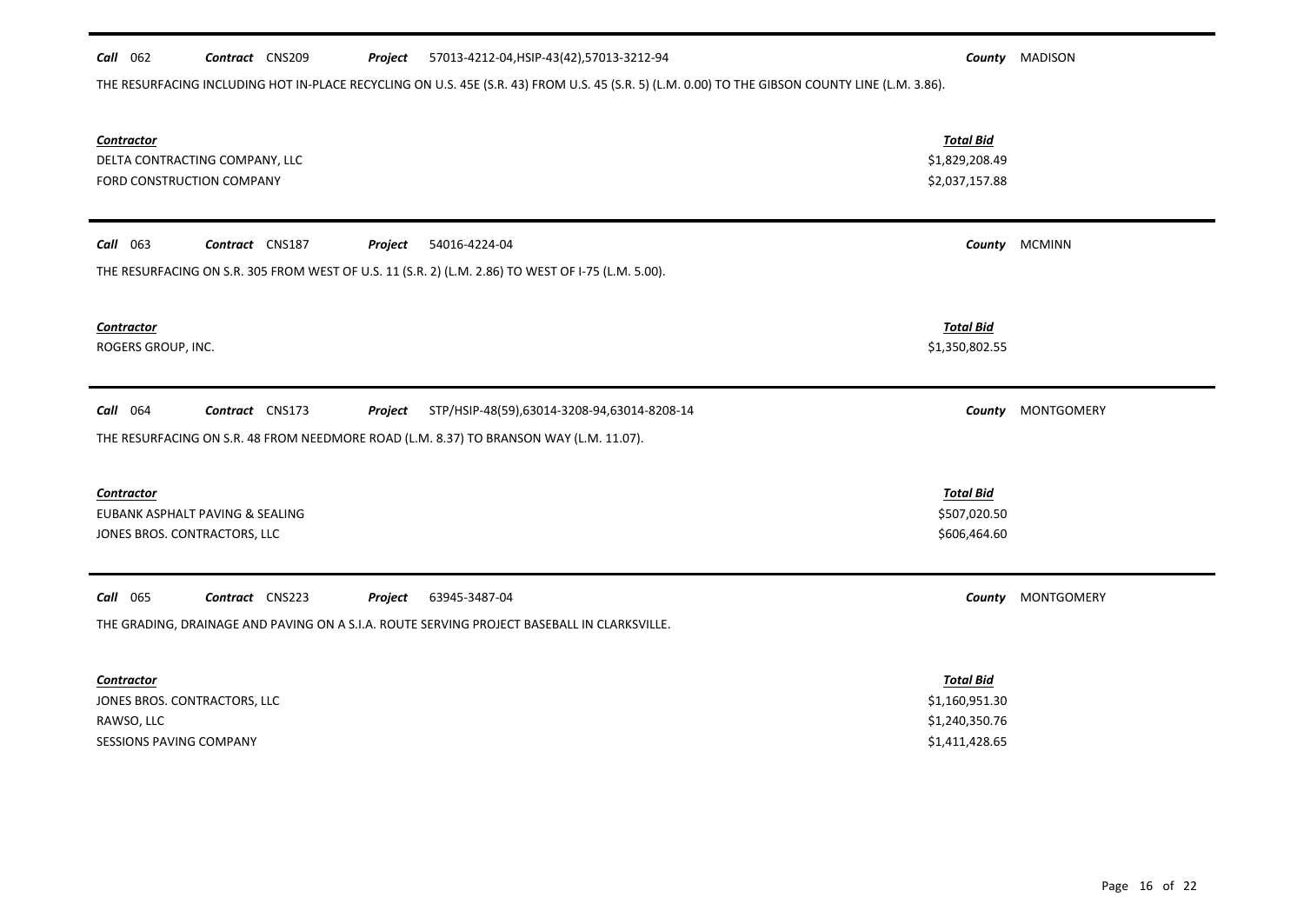**Call** 062 **Contract** CNS209 **Project** 57013-4212-04,HSIP-43(42),57013-3212-94 **County** MADISON

THE RESURFACING INCLUDING HOT IN-PLACE RECYCLING ON U.S. 45E (S.R. 43) FROM U.S. 45 (S.R. 5) (L.M. 0.00) TO THE GIBSON COUNTY LINE (L.M. 3.86).

| Contractor | Total Bid |
|---|---|
| DELTA CONTRACTING COMPANY, LLC | \$1,829,208.49 |
| FORD CONSTRUCTION COMPANY | \$2,037,157.88 |

---

**Call** 063 **Contract** CNS187 **Project** 54016-4224-04 **County** MCMINN

THE RESURFACING ON S.R. 305 FROM WEST OF U.S. 11 (S.R. 2) (L.M. 2.86) TO WEST OF I-75 (L.M. 5.00).

| Contractor | Total Bid |
|---|---|
| ROGERS GROUP, INC. | \$1,350,802.55 |

---

**Call** 064 **Contract** CNS173 **Project** STP/HSIP-48(59),63014-3208-94,63014-8208-14 **County** MONTGOMERY

THE RESURFACING ON S.R. 48 FROM NEEDMORE ROAD (L.M. 8.37) TO BRANSON WAY (L.M. 11.07).

| Contractor | Total Bid |
|---|---|
| EUBANK ASPHALT PAVING & SEALING | \$507,020.50 |
| JONES BROS. CONTRACTORS, LLC | \$606,464.60 |

---

**Call** 065 **Contract** CNS223 **Project** 63945-3487-04 **County** MONTGOMERY

THE GRADING, DRAINAGE AND PAVING ON A S.I.A. ROUTE SERVING PROJECT BASEBALL IN CLARKSVILLE.

| Contractor | Total Bid |
|---|---|
| JONES BROS. CONTRACTORS, LLC | \$1,160,951.30 |
| RAWSO, LLC | \$1,240,350.76 |
| SESSIONS PAVING COMPANY | \$1,411,428.65 |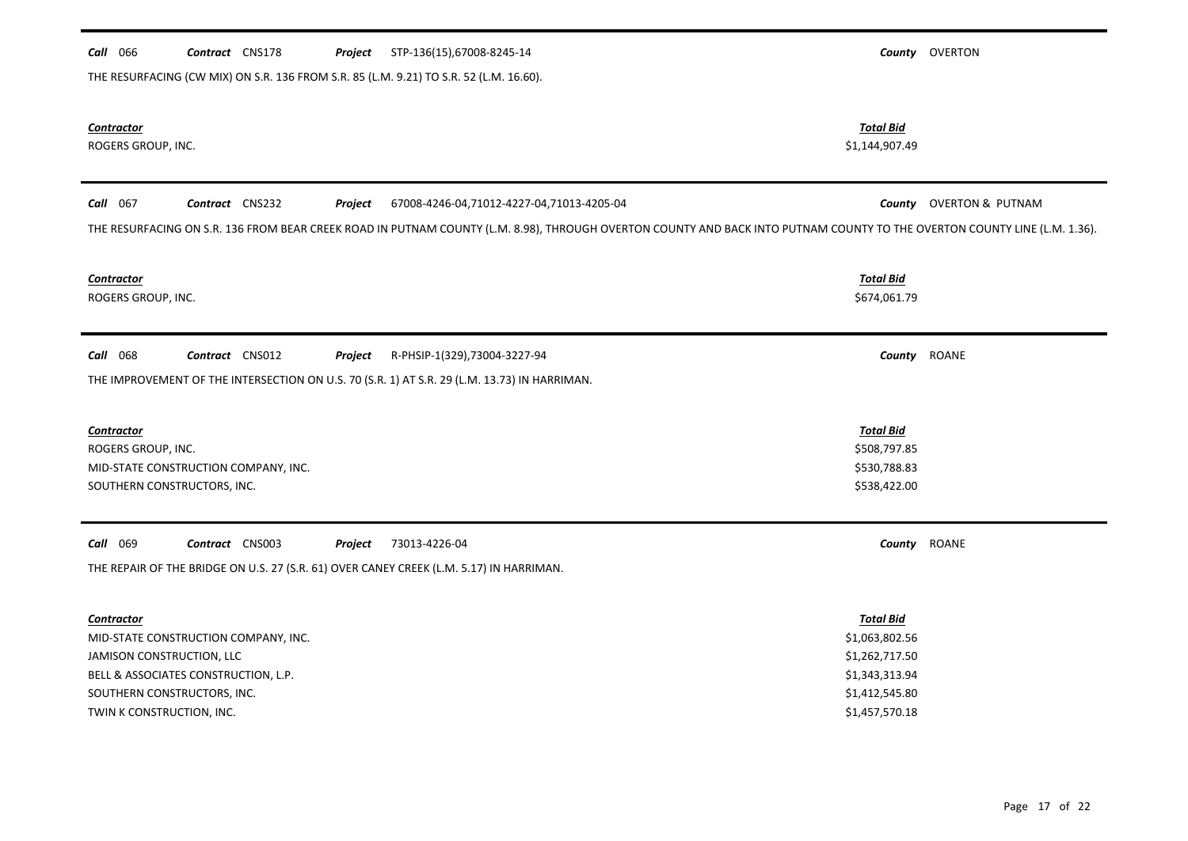**Call** 066 **Contract** CNS178 **Project** STP-136(15),67008-8245-14 **County** OVERTON

THE RESURFACING (CW MIX) ON S.R. 136 FROM S.R. 85 (L.M. 9.21) TO S.R. 52 (L.M. 16.60).

| Contractor | Total Bid |
|---|---|
| ROGERS GROUP, INC. | $1,144,907.49 |

---

**Call** 067 **Contract** CNS232 **Project** 67008-4246-04,71012-4227-04,71013-4205-04 **County** OVERTON & PUTNAM

THE RESURFACING ON S.R. 136 FROM BEAR CREEK ROAD IN PUTNAM COUNTY (L.M. 8.98), THROUGH OVERTON COUNTY AND BACK INTO PUTNAM COUNTY TO THE OVERTON COUNTY LINE (L.M. 1.36).

| Contractor | Total Bid |
|---|---|
| ROGERS GROUP, INC. | $674,061.79 |

---

**Call** 068 **Contract** CNS012 **Project** R-PHSIP-1(329),73004-3227-94 **County** ROANE

THE IMPROVEMENT OF THE INTERSECTION ON U.S. 70 (S.R. 1) AT S.R. 29 (L.M. 13.73) IN HARRIMAN.

| Contractor | Total Bid |
|---|---|
| ROGERS GROUP, INC. | $508,797.85 |
| MID-STATE CONSTRUCTION COMPANY, INC. | $530,788.83 |
| SOUTHERN CONSTRUCTORS, INC. | $538,422.00 |

---

**Call** 069 **Contract** CNS003 **Project** 73013-4226-04 **County** ROANE

THE REPAIR OF THE BRIDGE ON U.S. 27 (S.R. 61) OVER CANEY CREEK (L.M. 5.17) IN HARRIMAN.

| Contractor | Total Bid |
|---|---|
| MID-STATE CONSTRUCTION COMPANY, INC. | $1,063,802.56 |
| JAMISON CONSTRUCTION, LLC | $1,262,717.50 |
| BELL & ASSOCIATES CONSTRUCTION, L.P. | $1,343,313.94 |
| SOUTHERN CONSTRUCTORS, INC. | $1,412,545.80 |
| TWIN K CONSTRUCTION, INC. | $1,457,570.18 |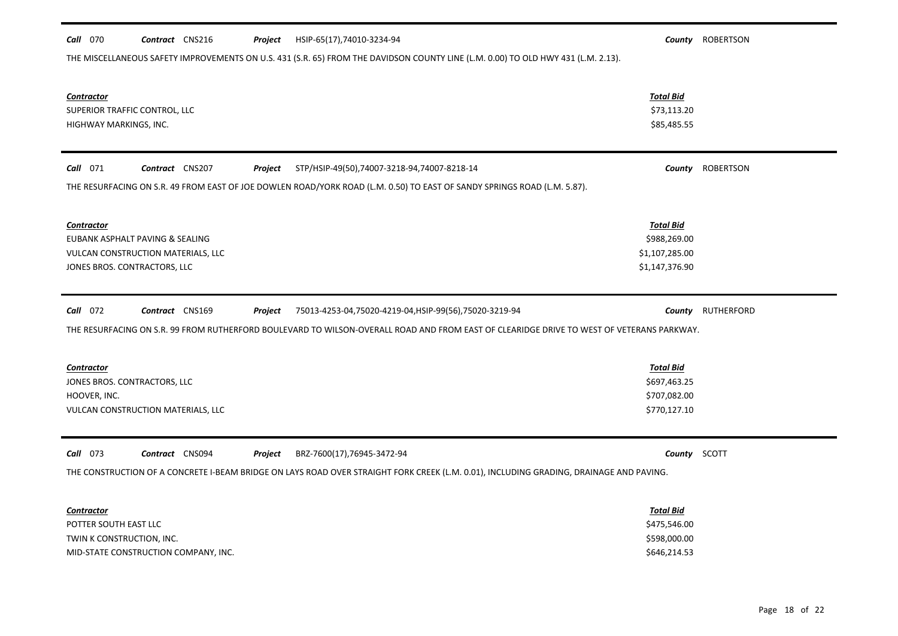**Call** 070 **Contract** CNS216 **Project** HSIP-65(17),74010-3234-94 **County** ROBERTSON

THE MISCELLANEOUS SAFETY IMPROVEMENTS ON U.S. 431 (S.R. 65) FROM THE DAVIDSON COUNTY LINE (L.M. 0.00) TO OLD HWY 431 (L.M. 2.13).

| Contractor | Total Bid |
|---|---|
| SUPERIOR TRAFFIC CONTROL, LLC | \$73,113.20 |
| HIGHWAY MARKINGS, INC. | \$85,485.55 |

---

**Call** 071 **Contract** CNS207 **Project** STP/HSIP-49(50),74007-3218-94,74007-8218-14 **County** ROBERTSON

THE RESURFACING ON S.R. 49 FROM EAST OF JOE DOWLEN ROAD/YORK ROAD (L.M. 0.50) TO EAST OF SANDY SPRINGS ROAD (L.M. 5.87).

| Contractor | Total Bid |
|---|---|
| EUBANK ASPHALT PAVING & SEALING | \$988,269.00 |
| VULCAN CONSTRUCTION MATERIALS, LLC | \$1,107,285.00 |
| JONES BROS. CONTRACTORS, LLC | \$1,147,376.90 |

---

**Call** 072 **Contract** CNS169 **Project** 75013-4253-04,75020-4219-04,HSIP-99(56),75020-3219-94 **County** RUTHERFORD

THE RESURFACING ON S.R. 99 FROM RUTHERFORD BOULEVARD TO WILSON-OVERALL ROAD AND FROM EAST OF CLEARIDGE DRIVE TO WEST OF VETERANS PARKWAY.

| Contractor | Total Bid |
|---|---|
| JONES BROS. CONTRACTORS, LLC | \$697,463.25 |
| HOOVER, INC. | \$707,082.00 |
| VULCAN CONSTRUCTION MATERIALS, LLC | \$770,127.10 |

---

**Call** 073 **Contract** CNS094 **Project** BRZ-7600(17),76945-3472-94 **County** SCOTT

THE CONSTRUCTION OF A CONCRETE I-BEAM BRIDGE ON LAYS ROAD OVER STRAIGHT FORK CREEK (L.M. 0.01), INCLUDING GRADING, DRAINAGE AND PAVING.

| Contractor | Total Bid |
|---|---|
| POTTER SOUTH EAST LLC | \$475,546.00 |
| TWIN K CONSTRUCTION, INC. | \$598,000.00 |
| MID-STATE CONSTRUCTION COMPANY, INC. | \$646,214.53 |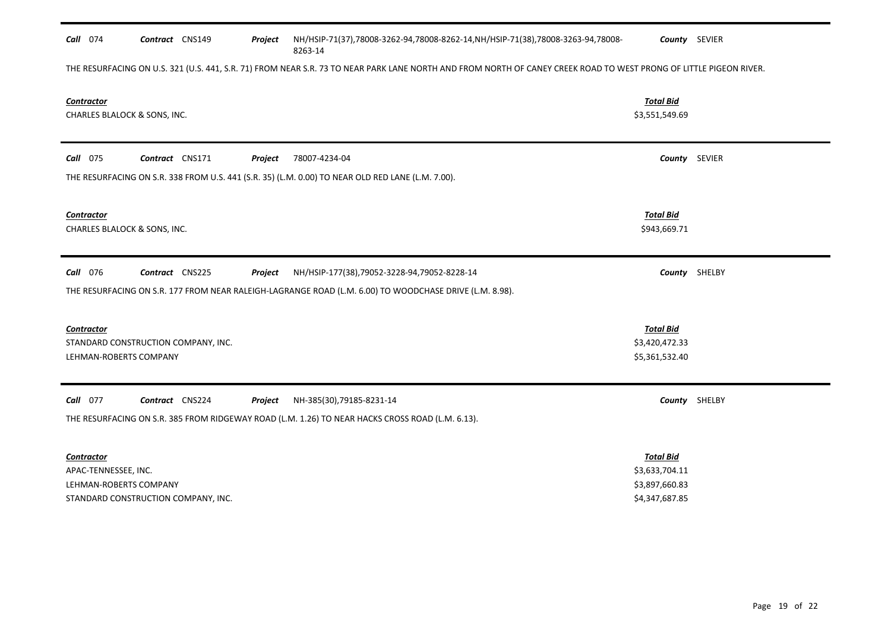**Call** 074 **Contract** CNS149 **Project** NH/HSIP-71(37),78008-3262-94,78008-8262-14,NH/HSIP-71(38),78008-3263-94,78008-8263-14 **County** SEVIER

THE RESURFACING ON U.S. 321 (U.S. 441, S.R. 71) FROM NEAR S.R. 73 TO NEAR PARK LANE NORTH AND FROM NORTH OF CANEY CREEK ROAD TO WEST PRONG OF LITTLE PIGEON RIVER.

| Contractor | Total Bid |
|---|---|
| CHARLES BLALOCK & SONS, INC. | $3,551,549.69 |

---

**Call** 075 **Contract** CNS171 **Project** 78007-4234-04 **County** SEVIER

THE RESURFACING ON S.R. 338 FROM U.S. 441 (S.R. 35) (L.M. 0.00) TO NEAR OLD RED LANE (L.M. 7.00).

| Contractor | Total Bid |
|---|---|
| CHARLES BLALOCK & SONS, INC. | $943,669.71 |

---

**Call** 076 **Contract** CNS225 **Project** NH/HSIP-177(38),79052-3228-94,79052-8228-14 **County** SHELBY

THE RESURFACING ON S.R. 177 FROM NEAR RALEIGH-LAGRANGE ROAD (L.M. 6.00) TO WOODCHASE DRIVE (L.M. 8.98).

| Contractor | Total Bid |
|---|---|
| STANDARD CONSTRUCTION COMPANY, INC. | $3,420,472.33 |
| LEHMAN-ROBERTS COMPANY | $5,361,532.40 |

---

**Call** 077 **Contract** CNS224 **Project** NH-385(30),79185-8231-14 **County** SHELBY

THE RESURFACING ON S.R. 385 FROM RIDGEWAY ROAD (L.M. 1.26) TO NEAR HACKS CROSS ROAD (L.M. 6.13).

| Contractor | Total Bid |
|---|---|
| APAC-TENNESSEE, INC. | $3,633,704.11 |
| LEHMAN-ROBERTS COMPANY | $3,897,660.83 |
| STANDARD CONSTRUCTION COMPANY, INC. | $4,347,687.85 |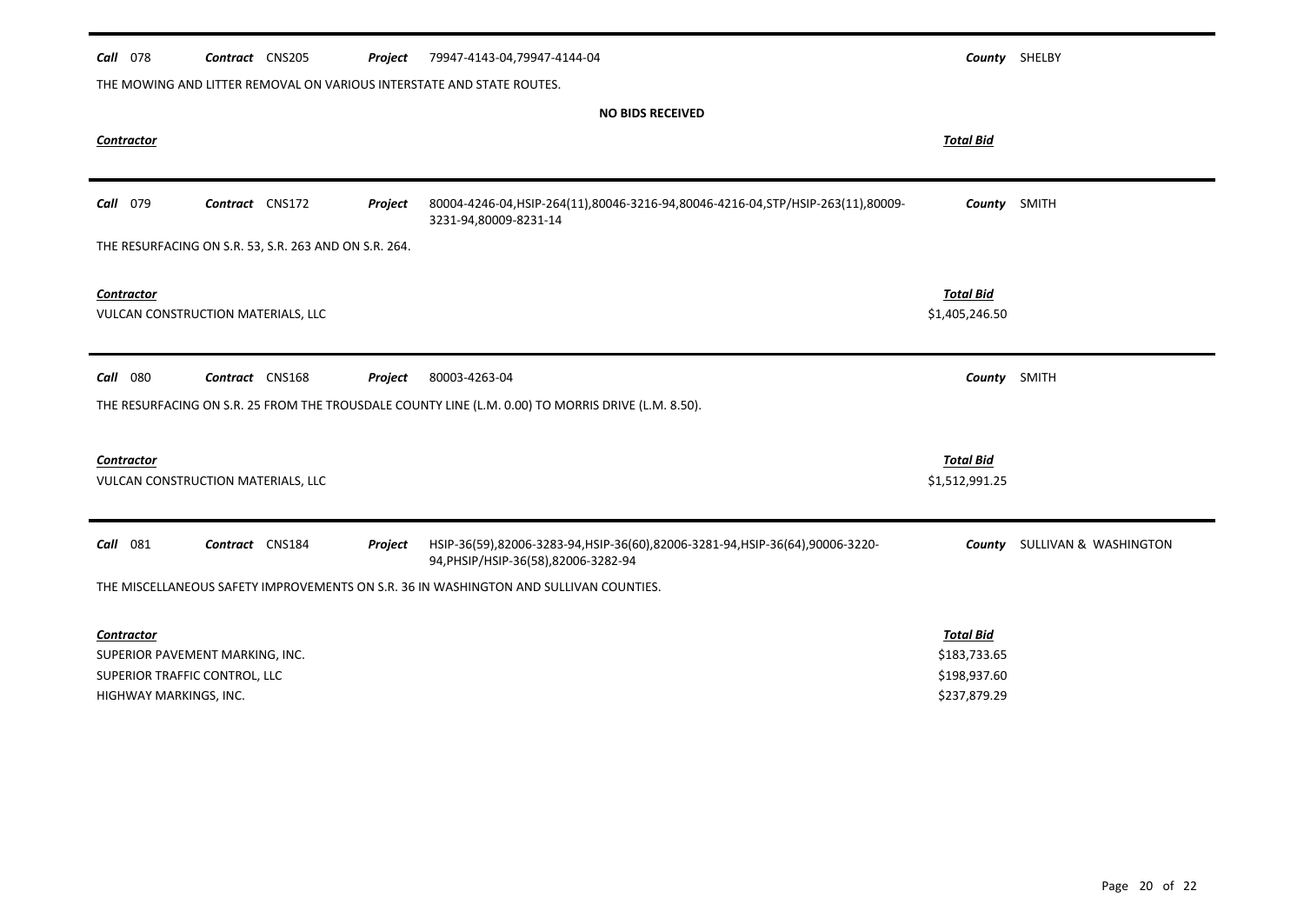**Call** 078 **Contract** CNS205 **Project** 79947-4143-04,79947-4144-04 **County** SHELBY

THE MOWING AND LITTER REMOVAL ON VARIOUS INTERSTATE AND STATE ROUTES.

**NO BIDS RECEIVED**

| *Contractor* | *Total Bid* |
|---|---|

---

**Call** 079 **Contract** CNS172 **Project** 80004-4246-04,HSIP-264(11),80046-3216-94,80046-4216-04,STP/HSIP-263(11),80009-3231-94,80009-8231-14 **County** SMITH

THE RESURFACING ON S.R. 53, S.R. 263 AND ON S.R. 264.

| *Contractor* | *Total Bid* |
|---|---|
| VULCAN CONSTRUCTION MATERIALS, LLC | $1,405,246.50 |

---

**Call** 080 **Contract** CNS168 **Project** 80003-4263-04 **County** SMITH

THE RESURFACING ON S.R. 25 FROM THE TROUSDALE COUNTY LINE (L.M. 0.00) TO MORRIS DRIVE (L.M. 8.50).

| *Contractor* | *Total Bid* |
|---|---|
| VULCAN CONSTRUCTION MATERIALS, LLC | $1,512,991.25 |

---

**Call** 081 **Contract** CNS184 **Project** HSIP-36(59),82006-3283-94,HSIP-36(60),82006-3281-94,HSIP-36(64),90006-3220-94,PHSIP/HSIP-36(58),82006-3282-94 **County** SULLIVAN & WASHINGTON

THE MISCELLANEOUS SAFETY IMPROVEMENTS ON S.R. 36 IN WASHINGTON AND SULLIVAN COUNTIES.

| *Contractor* | *Total Bid* |
|---|---|
| SUPERIOR PAVEMENT MARKING, INC. | $183,733.65 |
| SUPERIOR TRAFFIC CONTROL, LLC | $198,937.60 |
| HIGHWAY MARKINGS, INC. | $237,879.29 |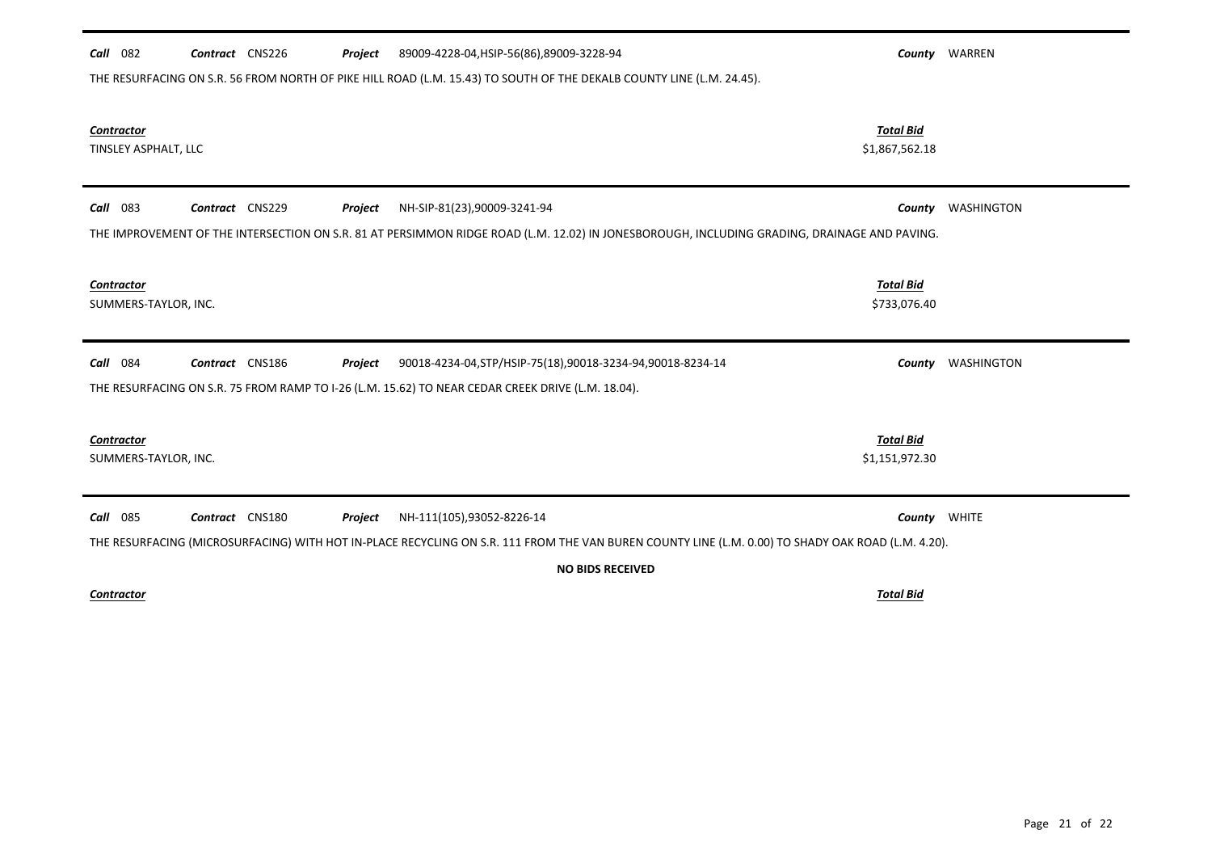**Call** 082 **Contract** CNS226 **Project** 89009-4228-04,HSIP-56(86),89009-3228-94 **County** WARREN

THE RESURFACING ON S.R. 56 FROM NORTH OF PIKE HILL ROAD (L.M. 15.43) TO SOUTH OF THE DEKALB COUNTY LINE (L.M. 24.45).

| Contractor | Total Bid |
|---|---|
| TINSLEY ASPHALT, LLC | $1,867,562.18 |

---

**Call** 083 **Contract** CNS229 **Project** NH-SIP-81(23),90009-3241-94 **County** WASHINGTON

THE IMPROVEMENT OF THE INTERSECTION ON S.R. 81 AT PERSIMMON RIDGE ROAD (L.M. 12.02) IN JONESBOROUGH, INCLUDING GRADING, DRAINAGE AND PAVING.

| Contractor | Total Bid |
|---|---|
| SUMMERS-TAYLOR, INC. | $733,076.40 |

---

**Call** 084 **Contract** CNS186 **Project** 90018-4234-04,STP/HSIP-75(18),90018-3234-94,90018-8234-14 **County** WASHINGTON

THE RESURFACING ON S.R. 75 FROM RAMP TO I-26 (L.M. 15.62) TO NEAR CEDAR CREEK DRIVE (L.M. 18.04).

| Contractor | Total Bid |
|---|---|
| SUMMERS-TAYLOR, INC. | $1,151,972.30 |

---

**Call** 085 **Contract** CNS180 **Project** NH-111(105),93052-8226-14 **County** WHITE

THE RESURFACING (MICROSURFACING) WITH HOT IN-PLACE RECYCLING ON S.R. 111 FROM THE VAN BUREN COUNTY LINE (L.M. 0.00) TO SHADY OAK ROAD (L.M. 4.20).

**NO BIDS RECEIVED**

| Contractor | Total Bid |
|---|---|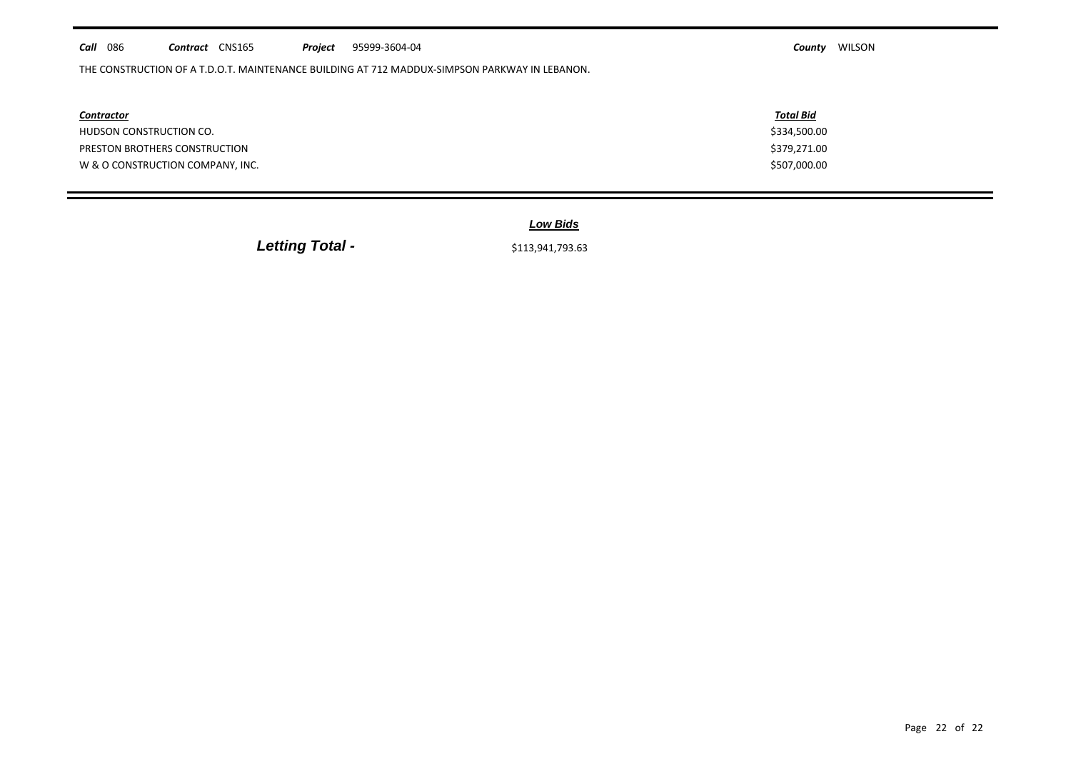***Call*** 086 ***Contract*** CNS165 ***Project*** 95999-3604-04 ***County*** WILSON

THE CONSTRUCTION OF A T.D.O.T. MAINTENANCE BUILDING AT 712 MADDUX-SIMPSON PARKWAY IN LEBANON.

| ***Contractor*** | ***Total Bid*** |
| --- | --- |
| HUDSON CONSTRUCTION CO. | $334,500.00 |
| PRESTON BROTHERS CONSTRUCTION | $379,271.00 |
| W & O CONSTRUCTION COMPANY, INC. | $507,000.00 |

***Low Bids***

***Letting Total -*** $113,941,793.63